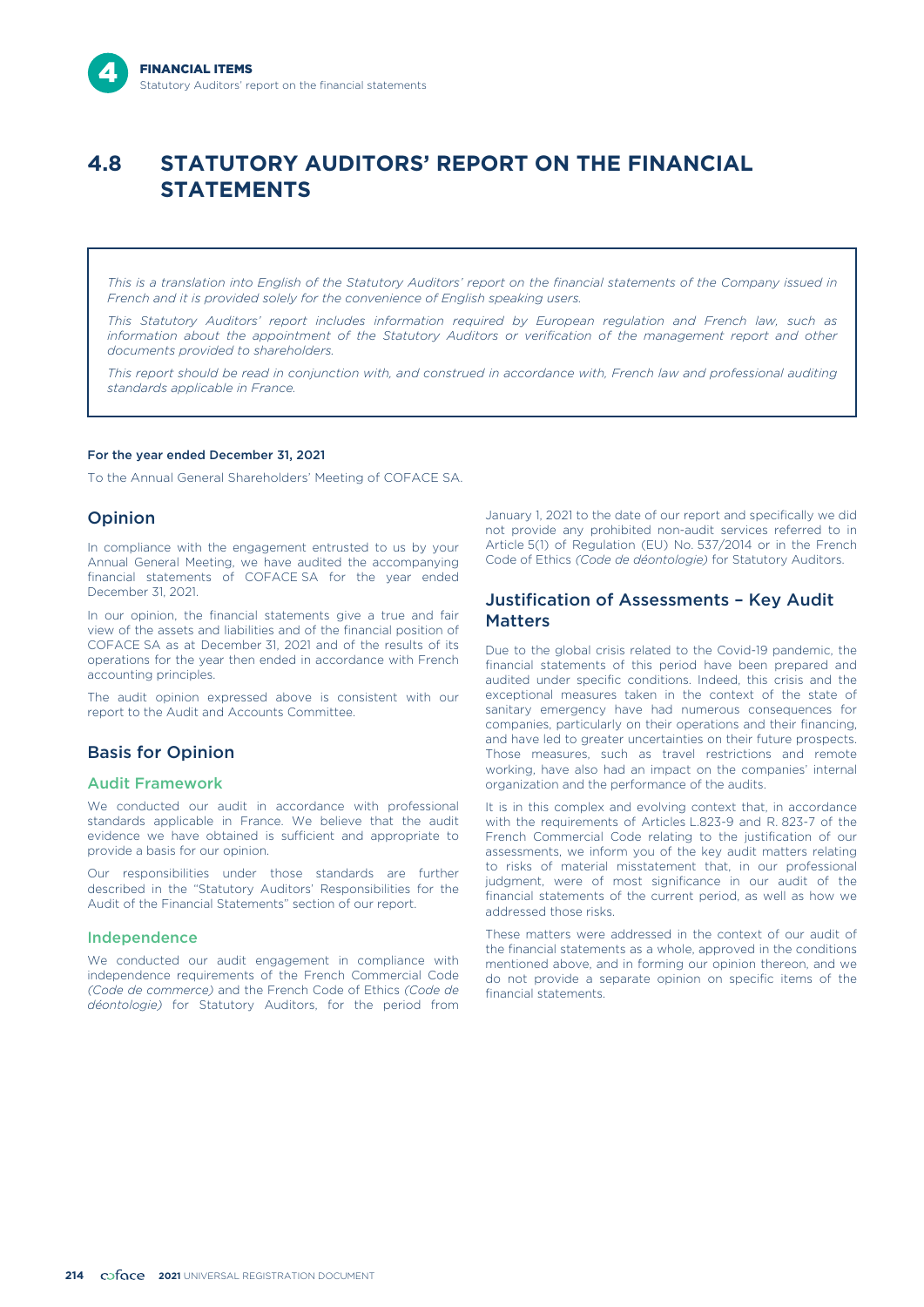## 4.8 STATUTORY AUDITORS' REPORT ON THE FINANCIAL STATEMENTS

*This is a translation into English of the Statutory Auditors' report on the financial statements of the Company issued in French and it is provided solely for the convenience of English speaking users.*

*This Statutory Auditors' report includes information required by European regulation and French law, such as information about the appointment of the Statutory Auditors or verification of the management report and other documents provided to shareholders.*

*This report should be read in conjunction with, and construed in accordance with, French law and professional auditing standards applicable in France.*

**For the year ended December 31, 2021**

To the Annual General Shareholders' Meeting of COFACE SA.

### Opinion

In compliance with the engagement entrusted to us by your Annual General Meeting, we have audited the accompanying financial statements of COFACE SA for the year ended December 31, 2021.

In our opinion, the financial statements give a true and fair view of the assets and liabilities and of the financial position of COFACE SA as at December 31, 2021 and of the results of its operations for the year then ended in accordance with French accounting principles.

The audit opinion expressed above is consistent with our report to the Audit and Accounts Committee.

### Basis for Opinion

#### Audit Framework

We conducted our audit in accordance with professional standards applicable in France. We believe that the audit evidence we have obtained is sufficient and appropriate to provide a basis for our opinion.

Our responsibilities under those standards are further described in the "Statutory Auditors' Responsibilities for the Audit of the Financial Statements" section of our report.

#### Independence

We conducted our audit engagement in compliance with independence requirements of the French Commercial Code *(Code de commerce)* and the French Code of Ethics *(Code de déontologie)* for Statutory Auditors, for the period from January 1, 2021 to the date of our report and specifically we did not provide any prohibited non-audit services referred to in Article 5(1) of Regulation (EU) No. 537/2014 or in the French Code of Ethics *(Code de déontologie)* for Statutory Auditors.

### Justification of Assessments – Key Audit Matters

Due to the global crisis related to the Covid-19 pandemic, the financial statements of this period have been prepared and audited under specific conditions. Indeed, this crisis and the exceptional measures taken in the context of the state of sanitary emergency have had numerous consequences for companies, particularly on their operations and their financing, and have led to greater uncertainties on their future prospects. Those measures, such as travel restrictions and remote working, have also had an impact on the companies' internal organization and the performance of the audits.

It is in this complex and evolving context that, in accordance with the requirements of Articles L.823-9 and R. 823-7 of the French Commercial Code relating to the justification of our assessments, we inform you of the key audit matters relating to risks of material misstatement that, in our professional judgment, were of most significance in our audit of the financial statements of the current period, as well as how we addressed those risks.

These matters were addressed in the context of our audit of the financial statements as a whole, approved in the conditions mentioned above, and in forming our opinion thereon, and we do not provide a separate opinion on specific items of the financial statements.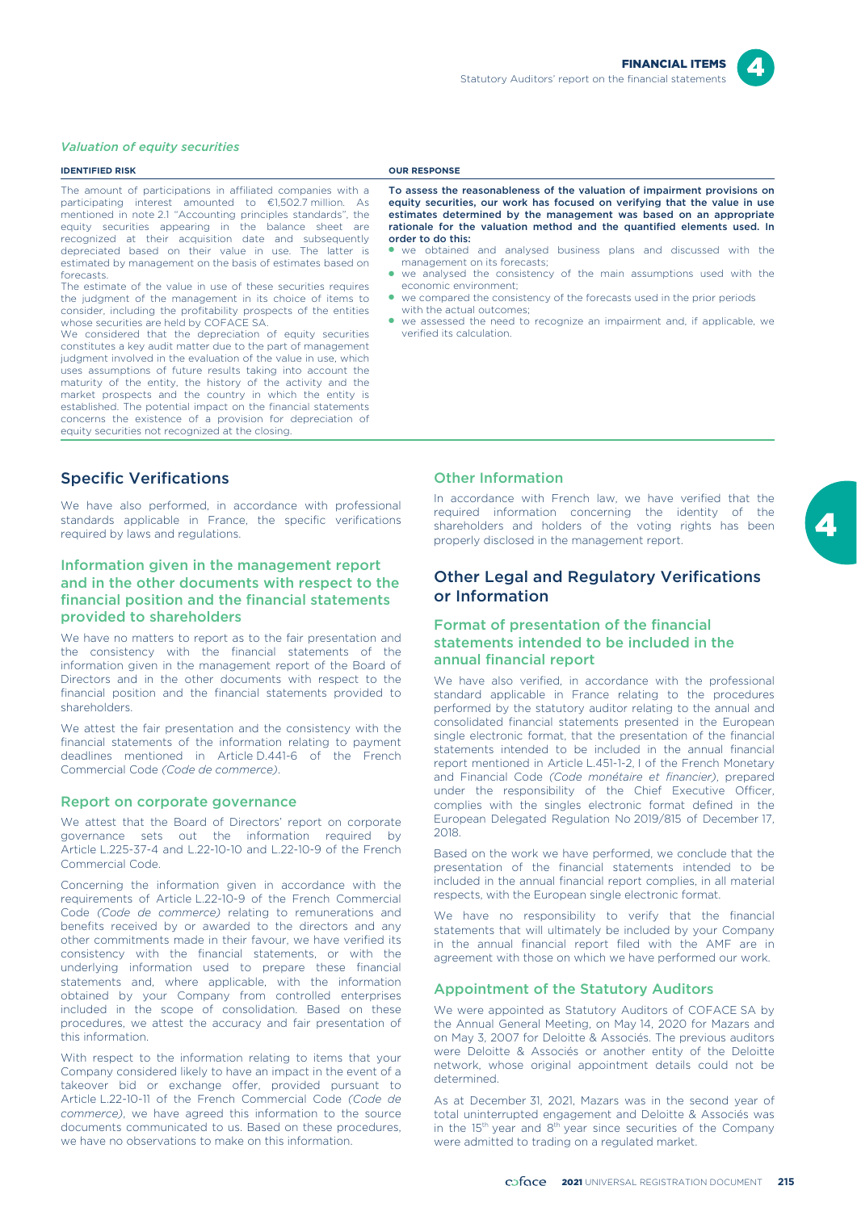*Valuation of equity securities*

| IDENTIFIED RISK | OUR RESPONSE |
| --- | --- |
| The amount of participations in affiliated companies with a participating interest amounted to €1,502.7 million. As mentioned in note 2.1 "Accounting principles standards", the equity securities appearing in the balance sheet are recognized at their acquisition date and subsequently depreciated based on their value in use. The latter is estimated by management on the basis of estimates based on forecasts.<br>The estimate of the value in use of these securities requires the judgment of the management in its choice of items to consider, including the profitability prospects of the entities whose securities are held by COFACE SA.<br>We considered that the depreciation of equity securities constitutes a key audit matter due to the part of management judgment involved in the evaluation of the value in use, which uses assumptions of future results taking into account the maturity of the entity, the history of the activity and the market prospects and the country in which the entity is established. The potential impact on the financial statements concerns the existence of a provision for depreciation of equity securities not recognized at the closing. | **To assess the reasonableness of the valuation of impairment provisions on equity securities, our work has focused on verifying that the value in use estimates determined by the management was based on an appropriate rationale for the valuation method and the quantified elements used. In order to do this:**<br>• we obtained and analysed business plans and discussed with the management on its forecasts;<br>• we analysed the consistency of the main assumptions used with the economic environment;<br>• we compared the consistency of the forecasts used in the prior periods with the actual outcomes;<br>• we assessed the need to recognize an impairment and, if applicable, we verified its calculation. |

## Specific Verifications

We have also performed, in accordance with professional standards applicable in France, the specific verifications required by laws and regulations.

### Information given in the management report and in the other documents with respect to the financial position and the financial statements provided to shareholders

We have no matters to report as to the fair presentation and the consistency with the financial statements of the information given in the management report of the Board of Directors and in the other documents with respect to the financial position and the financial statements provided to shareholders.

We attest the fair presentation and the consistency with the financial statements of the information relating to payment deadlines mentioned in Article D.441-6 of the French Commercial Code *(Code de commerce)*.

### Report on corporate governance

We attest that the Board of Directors' report on corporate governance sets out the information required by Article L.225-37-4 and L.22-10-10 and L.22-10-9 of the French Commercial Code.

Concerning the information given in accordance with the requirements of Article L.22-10-9 of the French Commercial Code *(Code de commerce)* relating to remunerations and benefits received by or awarded to the directors and any other commitments made in their favour, we have verified its consistency with the financial statements, or with the underlying information used to prepare these financial statements and, where applicable, with the information obtained by your Company from controlled enterprises included in the scope of consolidation. Based on these procedures, we attest the accuracy and fair presentation of this information.

With respect to the information relating to items that your Company considered likely to have an impact in the event of a takeover bid or exchange offer, provided pursuant to Article L.22-10-11 of the French Commercial Code *(Code de commerce)*, we have agreed this information to the source documents communicated to us. Based on these procedures, we have no observations to make on this information.

### Other Information

In accordance with French law, we have verified that the required information concerning the identity of the shareholders and holders of the voting rights has been properly disclosed in the management report.

## Other Legal and Regulatory Verifications or Information

### Format of presentation of the financial statements intended to be included in the annual financial report

We have also verified, in accordance with the professional standard applicable in France relating to the procedures performed by the statutory auditor relating to the annual and consolidated financial statements presented in the European single electronic format, that the presentation of the financial statements intended to be included in the annual financial report mentioned in Article L.451-1-2, I of the French Monetary and Financial Code *(Code monétaire et financier)*, prepared under the responsibility of the Chief Executive Officer, complies with the singles electronic format defined in the European Delegated Regulation No 2019/815 of December 17, 2018.

Based on the work we have performed, we conclude that the presentation of the financial statements intended to be included in the annual financial report complies, in all material respects, with the European single electronic format.

We have no responsibility to verify that the financial statements that will ultimately be included by your Company in the annual financial report filed with the AMF are in agreement with those on which we have performed our work.

### Appointment of the Statutory Auditors

We were appointed as Statutory Auditors of COFACE SA by the Annual General Meeting, on May 14, 2020 for Mazars and on May 3, 2007 for Deloitte & Associés. The previous auditors were Deloitte & Associés or another entity of the Deloitte network, whose original appointment details could not be determined.

As at December 31, 2021, Mazars was in the second year of total uninterrupted engagement and Deloitte & Associés was in the 15th year and 8th year since securities of the Company were admitted to trading on a regulated market.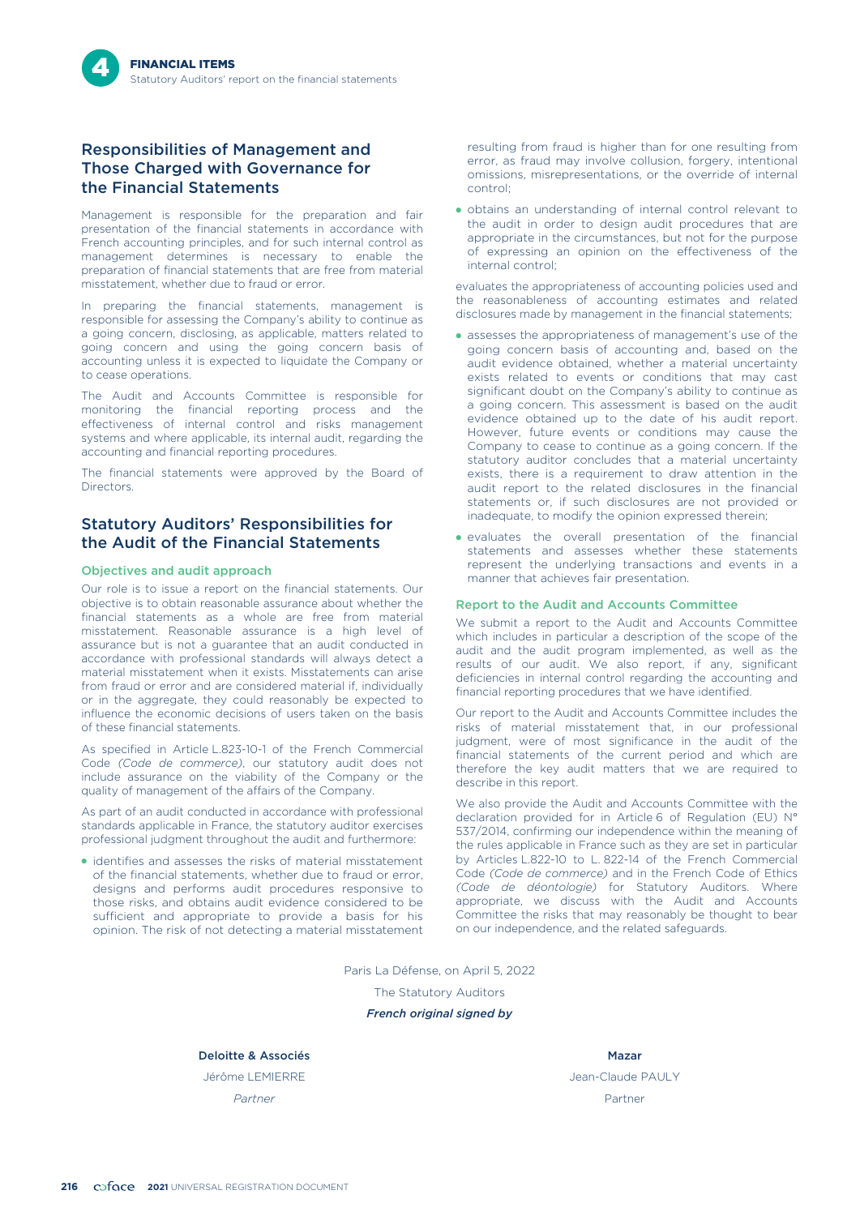## Responsibilities of Management and Those Charged with Governance for the Financial Statements

Management is responsible for the preparation and fair presentation of the financial statements in accordance with French accounting principles, and for such internal control as management determines is necessary to enable the preparation of financial statements that are free from material misstatement, whether due to fraud or error.

In preparing the financial statements, management is responsible for assessing the Company's ability to continue as a going concern, disclosing, as applicable, matters related to going concern and using the going concern basis of accounting unless it is expected to liquidate the Company or to cease operations.

The Audit and Accounts Committee is responsible for monitoring the financial reporting process and the effectiveness of internal control and risks management systems and where applicable, its internal audit, regarding the accounting and financial reporting procedures.

The financial statements were approved by the Board of Directors.

## Statutory Auditors' Responsibilities for the Audit of the Financial Statements

### Objectives and audit approach

Our role is to issue a report on the financial statements. Our objective is to obtain reasonable assurance about whether the financial statements as a whole are free from material misstatement. Reasonable assurance is a high level of assurance but is not a guarantee that an audit conducted in accordance with professional standards will always detect a material misstatement when it exists. Misstatements can arise from fraud or error and are considered material if, individually or in the aggregate, they could reasonably be expected to influence the economic decisions of users taken on the basis of these financial statements.

As specified in Article L.823-10-1 of the French Commercial Code *(Code de commerce)*, our statutory audit does not include assurance on the viability of the Company or the quality of management of the affairs of the Company.

As part of an audit conducted in accordance with professional standards applicable in France, the statutory auditor exercises professional judgment throughout the audit and furthermore:

- identifies and assesses the risks of material misstatement of the financial statements, whether due to fraud or error, designs and performs audit procedures responsive to those risks, and obtains audit evidence considered to be sufficient and appropriate to provide a basis for his opinion. The risk of not detecting a material misstatement resulting from fraud is higher than for one resulting from error, as fraud may involve collusion, forgery, intentional omissions, misrepresentations, or the override of internal control;
- obtains an understanding of internal control relevant to the audit in order to design audit procedures that are appropriate in the circumstances, but not for the purpose of expressing an opinion on the effectiveness of the internal control;

evaluates the appropriateness of accounting policies used and the reasonableness of accounting estimates and related disclosures made by management in the financial statements;

- assesses the appropriateness of management's use of the going concern basis of accounting and, based on the audit evidence obtained, whether a material uncertainty exists related to events or conditions that may cast significant doubt on the Company's ability to continue as a going concern. This assessment is based on the audit evidence obtained up to the date of his audit report. However, future events or conditions may cause the Company to cease to continue as a going concern. If the statutory auditor concludes that a material uncertainty exists, there is a requirement to draw attention in the audit report to the related disclosures in the financial statements or, if such disclosures are not provided or inadequate, to modify the opinion expressed therein;
- evaluates the overall presentation of the financial statements and assesses whether these statements represent the underlying transactions and events in a manner that achieves fair presentation.

### Report to the Audit and Accounts Committee

We submit a report to the Audit and Accounts Committee which includes in particular a description of the scope of the audit and the audit program implemented, as well as the results of our audit. We also report, if any, significant deficiencies in internal control regarding the accounting and financial reporting procedures that we have identified.

Our report to the Audit and Accounts Committee includes the risks of material misstatement that, in our professional judgment, were of most significance in the audit of the financial statements of the current period and which are therefore the key audit matters that we are required to describe in this report.

We also provide the Audit and Accounts Committee with the declaration provided for in Article 6 of Regulation (EU) N° 537/2014, confirming our independence within the meaning of the rules applicable in France such as they are set in particular by Articles L.822-10 to L. 822-14 of the French Commercial Code *(Code de commerce)* and in the French Code of Ethics *(Code de déontologie)* for Statutory Auditors. Where appropriate, we discuss with the Audit and Accounts Committee the risks that may reasonably be thought to bear on our independence, and the related safeguards.

Paris La Défense, on April 5, 2022

The Statutory Auditors

*French original signed by*

**Deloitte & Associés**
Jérôme LEMIERRE
*Partner*

**Mazar**
Jean-Claude PAULY
Partner